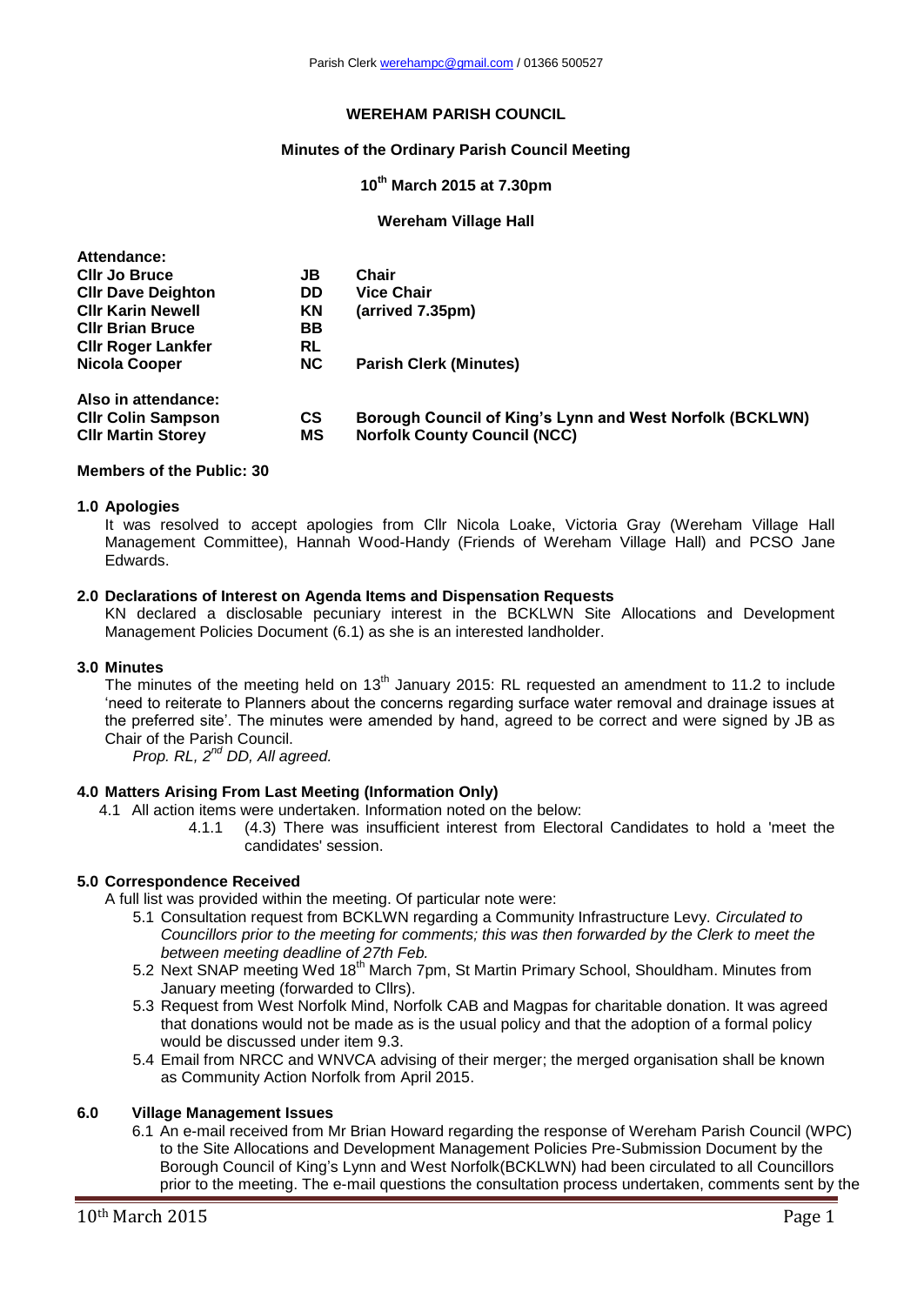Parish Clerk werehampc@gmail.com / 01366 500527

# WEREHAM PARISH COUNCIL

## Minutes of the Ordinary Parish Council Meeting

**10th March 2015 at 7.30pm**

**Wereham Village Hall**

| **Attendance:** | | |
|---|---|---|
| **Cllr Jo Bruce** | **JB** | **Chair** |
| **Cllr Dave Deighton** | **DD** | **Vice Chair** |
| **Cllr Karin Newell** | **KN** | **(arrived 7.35pm)** |
| **Cllr Brian Bruce** | **BB** | |
| **Cllr Roger Lankfer** | **RL** | |
| **Nicola Cooper** | **NC** | **Parish Clerk (Minutes)** |
| **Also in attendance:** | | |
| **Cllr Colin Sampson** | **CS** | **Borough Council of King's Lynn and West Norfolk (BCKLWN)** |
| **Cllr Martin Storey** | **MS** | **Norfolk County Council (NCC)** |

**Members of the Public: 30**

### 1.0 Apologies

It was resolved to accept apologies from Cllr Nicola Loake, Victoria Gray (Wereham Village Hall Management Committee), Hannah Wood-Handy (Friends of Wereham Village Hall) and PCSO Jane Edwards.

### 2.0 Declarations of Interest on Agenda Items and Dispensation Requests

KN declared a disclosable pecuniary interest in the BCKLWN Site Allocations and Development Management Policies Document (6.1) as she is an interested landholder.

### 3.0 Minutes

The minutes of the meeting held on 13th January 2015: RL requested an amendment to 11.2 to include 'need to reiterate to Planners about the concerns regarding surface water removal and drainage issues at the preferred site'. The minutes were amended by hand, agreed to be correct and were signed by JB as Chair of the Parish Council.

*Prop. RL, 2nd DD, All agreed.*

### 4.0 Matters Arising From Last Meeting (Information Only)

4.1 All action items were undertaken. Information noted on the below:

4.1.1 (4.3) There was insufficient interest from Electoral Candidates to hold a 'meet the candidates' session.

### 5.0 Correspondence Received

A full list was provided within the meeting. Of particular note were:

5.1 Consultation request from BCKLWN regarding a Community Infrastructure Levy. *Circulated to Councillors prior to the meeting for comments; this was then forwarded by the Clerk to meet the between meeting deadline of 27th Feb.*

5.2 Next SNAP meeting Wed 18th March 7pm, St Martin Primary School, Shouldham. Minutes from January meeting (forwarded to Cllrs).

5.3 Request from West Norfolk Mind, Norfolk CAB and Magpas for charitable donation. It was agreed that donations would not be made as is the usual policy and that the adoption of a formal policy would be discussed under item 9.3.

5.4 Email from NRCC and WNVCA advising of their merger; the merged organisation shall be known as Community Action Norfolk from April 2015.

### 6.0 Village Management Issues

6.1 An e-mail received from Mr Brian Howard regarding the response of Wereham Parish Council (WPC) to the Site Allocations and Development Management Policies Pre-Submission Document by the Borough Council of King's Lynn and West Norfolk(BCKLWN) had been circulated to all Councillors prior to the meeting. The e-mail questions the consultation process undertaken, comments sent by the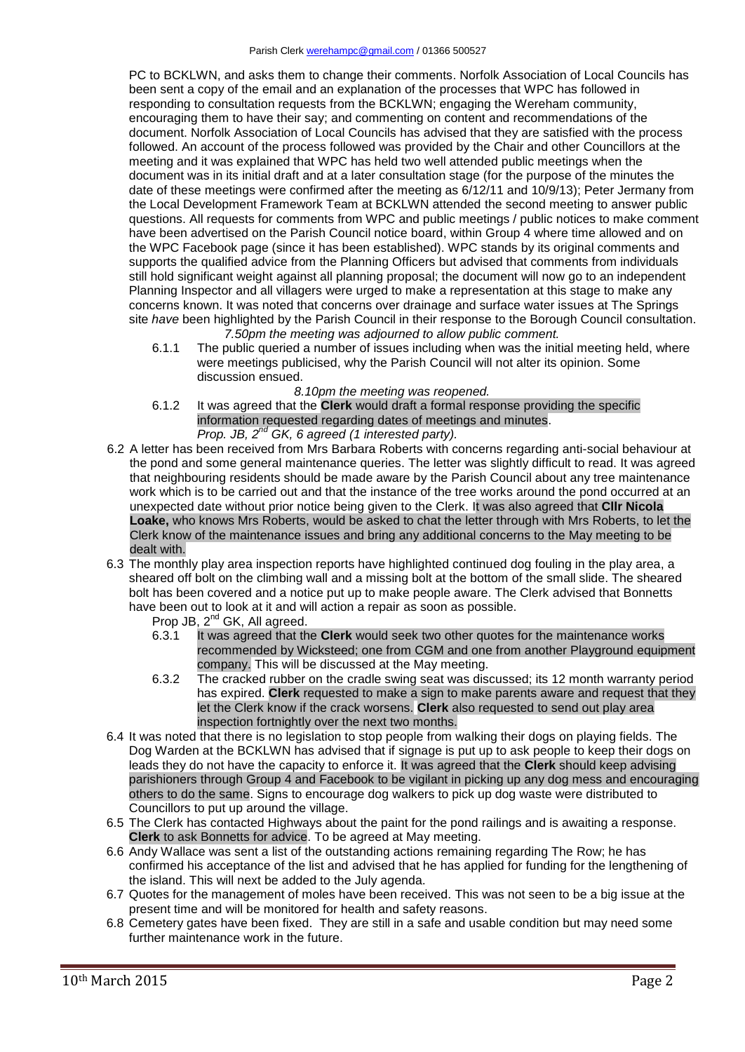PC to BCKLWN, and asks them to change their comments. Norfolk Association of Local Councils has been sent a copy of the email and an explanation of the processes that WPC has followed in responding to consultation requests from the BCKLWN; engaging the Wereham community, encouraging them to have their say; and commenting on content and recommendations of the document. Norfolk Association of Local Councils has advised that they are satisfied with the process followed. An account of the process followed was provided by the Chair and other Councillors at the meeting and it was explained that WPC has held two well attended public meetings when the document was in its initial draft and at a later consultation stage (for the purpose of the minutes the date of these meetings were confirmed after the meeting as 6/12/11 and 10/9/13); Peter Jermany from the Local Development Framework Team at BCKLWN attended the second meeting to answer public questions. All requests for comments from WPC and public meetings / public notices to make comment have been advertised on the Parish Council notice board, within Group 4 where time allowed and on the WPC Facebook page (since it has been established). WPC stands by its original comments and supports the qualified advice from the Planning Officers but advised that comments from individuals still hold significant weight against all planning proposal; the document will now go to an independent Planning Inspector and all villagers were urged to make a representation at this stage to make any concerns known. It was noted that concerns over drainage and surface water issues at The Springs site *have* been highlighted by the Parish Council in their response to the Borough Council consultation.

*7.50pm the meeting was adjourned to allow public comment.*

6.1.1 The public queried a number of issues including when was the initial meeting held, where were meetings publicised, why the Parish Council will not alter its opinion. Some discussion ensued.

*8.10pm the meeting was reopened.*

6.1.2 It was agreed that the **Clerk** would draft a formal response providing the specific information requested regarding dates of meetings and minutes.
*Prop. JB, 2nd GK, 6 agreed (1 interested party).*

6.2 A letter has been received from Mrs Barbara Roberts with concerns regarding anti-social behaviour at the pond and some general maintenance queries. The letter was slightly difficult to read. It was agreed that neighbouring residents should be made aware by the Parish Council about any tree maintenance work which is to be carried out and that the instance of the tree works around the pond occurred at an unexpected date without prior notice being given to the Clerk. It was also agreed that **Cllr Nicola Loake,** who knows Mrs Roberts, would be asked to chat the letter through with Mrs Roberts, to let the Clerk know of the maintenance issues and bring any additional concerns to the May meeting to be dealt with.

6.3 The monthly play area inspection reports have highlighted continued dog fouling in the play area, a sheared off bolt on the climbing wall and a missing bolt at the bottom of the small slide. The sheared bolt has been covered and a notice put up to make people aware. The Clerk advised that Bonnetts have been out to look at it and will action a repair as soon as possible.
Prop JB, 2nd GK, All agreed.

6.3.1 It was agreed that the **Clerk** would seek two other quotes for the maintenance works recommended by Wicksteed; one from CGM and one from another Playground equipment company. This will be discussed at the May meeting.

6.3.2 The cracked rubber on the cradle swing seat was discussed; its 12 month warranty period has expired. **Clerk** requested to make a sign to make parents aware and request that they let the Clerk know if the crack worsens. **Clerk** also requested to send out play area inspection fortnightly over the next two months.

6.4 It was noted that there is no legislation to stop people from walking their dogs on playing fields. The Dog Warden at the BCKLWN has advised that if signage is put up to ask people to keep their dogs on leads they do not have the capacity to enforce it. It was agreed that the **Clerk** should keep advising parishioners through Group 4 and Facebook to be vigilant in picking up any dog mess and encouraging others to do the same. Signs to encourage dog walkers to pick up dog waste were distributed to Councillors to put up around the village.

6.5 The Clerk has contacted Highways about the paint for the pond railings and is awaiting a response. **Clerk** to ask Bonnetts for advice. To be agreed at May meeting.

6.6 Andy Wallace was sent a list of the outstanding actions remaining regarding The Row; he has confirmed his acceptance of the list and advised that he has applied for funding for the lengthening of the island. This will next be added to the July agenda.

6.7 Quotes for the management of moles have been received. This was not seen to be a big issue at the present time and will be monitored for health and safety reasons.

6.8 Cemetery gates have been fixed. They are still in a safe and usable condition but may need some further maintenance work in the future.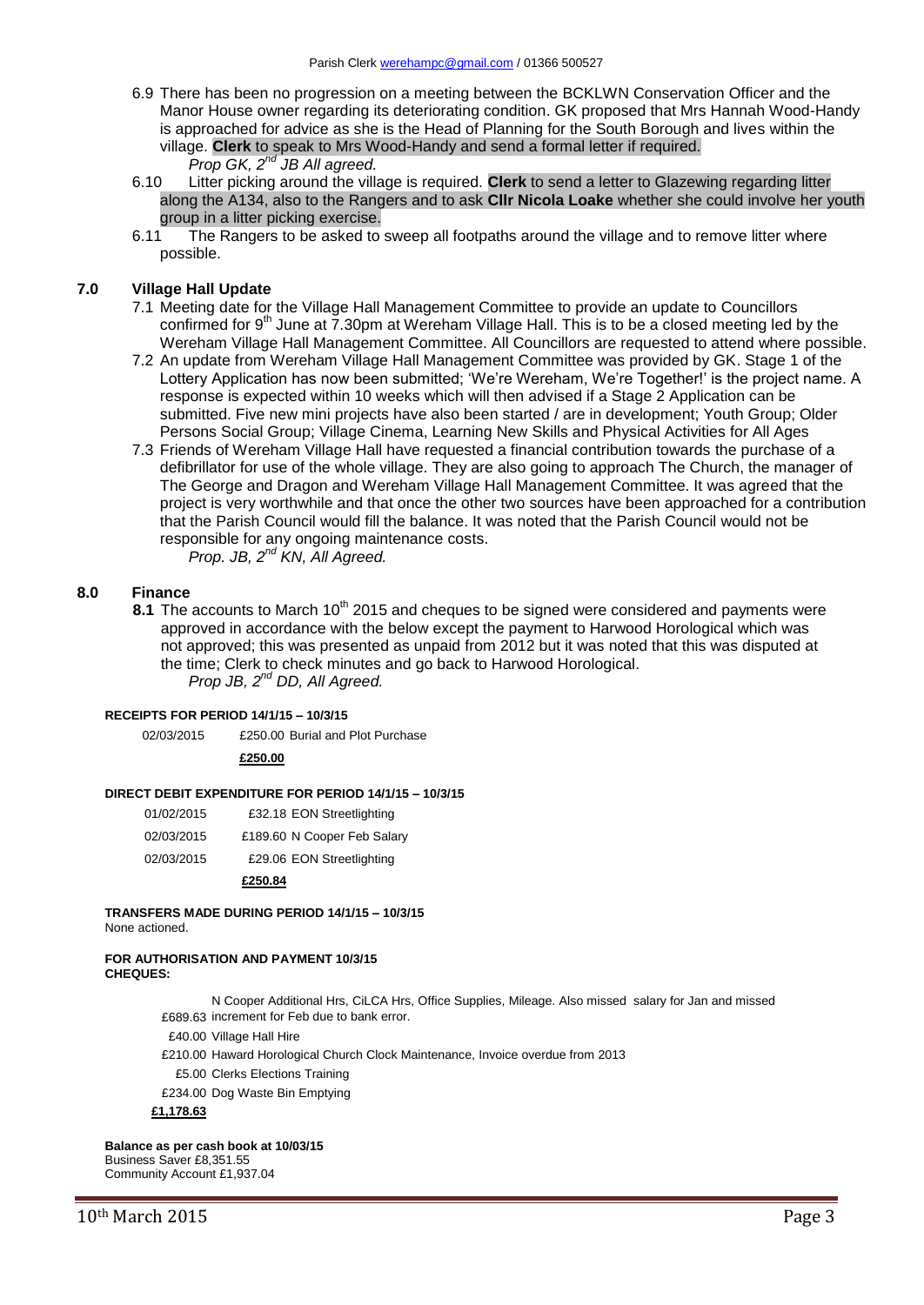6.9 There has been no progression on a meeting between the BCKLWN Conservation Officer and the Manor House owner regarding its deteriorating condition. GK proposed that Mrs Hannah Wood-Handy is approached for advice as she is the Head of Planning for the South Borough and lives within the village. **Clerk** to speak to Mrs Wood-Handy and send a formal letter if required.
*Prop GK, 2nd JB All agreed.*

6.10 Litter picking around the village is required. **Clerk** to send a letter to Glazewing regarding litter along the A134, also to the Rangers and to ask **Cllr Nicola Loake** whether she could involve her youth group in a litter picking exercise.

6.11 The Rangers to be asked to sweep all footpaths around the village and to remove litter where possible.

## 7.0 Village Hall Update

7.1 Meeting date for the Village Hall Management Committee to provide an update to Councillors confirmed for 9th June at 7.30pm at Wereham Village Hall. This is to be a closed meeting led by the Wereham Village Hall Management Committee. All Councillors are requested to attend where possible.

7.2 An update from Wereham Village Hall Management Committee was provided by GK. Stage 1 of the Lottery Application has now been submitted; 'We're Wereham, We're Together!' is the project name. A response is expected within 10 weeks which will then advised if a Stage 2 Application can be submitted. Five new mini projects have also been started / are in development; Youth Group; Older Persons Social Group; Village Cinema, Learning New Skills and Physical Activities for All Ages

7.3 Friends of Wereham Village Hall have requested a financial contribution towards the purchase of a defibrillator for use of the whole village. They are also going to approach The Church, the manager of The George and Dragon and Wereham Village Hall Management Committee. It was agreed that the project is very worthwhile and that once the other two sources have been approached for a contribution that the Parish Council would fill the balance. It was noted that the Parish Council would not be responsible for any ongoing maintenance costs.
*Prop. JB, 2nd KN, All Agreed.*

## 8.0 Finance

**8.1** The accounts to March 10th 2015 and cheques to be signed were considered and payments were approved in accordance with the below except the payment to Harwood Horological which was not approved; this was presented as unpaid from 2012 but it was noted that this was disputed at the time; Clerk to check minutes and go back to Harwood Horological.
*Prop JB, 2nd DD, All Agreed.*

**RECEIPTS FOR PERIOD 14/1/15 – 10/3/15**

| | | |
|---|---|---|
| 02/03/2015 | £250.00 | Burial and Plot Purchase |
| | **£250.00** | |

**DIRECT DEBIT EXPENDITURE FOR PERIOD 14/1/15 – 10/3/15**

| | | |
|---|---|---|
| 01/02/2015 | £32.18 | EON Streetlighting |
| 02/03/2015 | £189.60 | N Cooper Feb Salary |
| 02/03/2015 | £29.06 | EON Streetlighting |
| | **£250.84** | |

**TRANSFERS MADE DURING PERIOD 14/1/15 – 10/3/15**
None actioned.

**FOR AUTHORISATION AND PAYMENT 10/3/15**
**CHEQUES:**

| | |
|---|---|
| £689.63 | N Cooper Additional Hrs, CiLCA Hrs, Office Supplies, Mileage. Also missed salary for Jan and missed increment for Feb due to bank error. |
| £40.00 | Village Hall Hire |
| £210.00 | Haward Horological Church Clock Maintenance, Invoice overdue from 2013 |
| £5.00 | Clerks Elections Training |
| £234.00 | Dog Waste Bin Emptying |
| **£1,178.63** | |

**Balance as per cash book at 10/03/15**
Business Saver £8,351.55
Community Account £1,937.04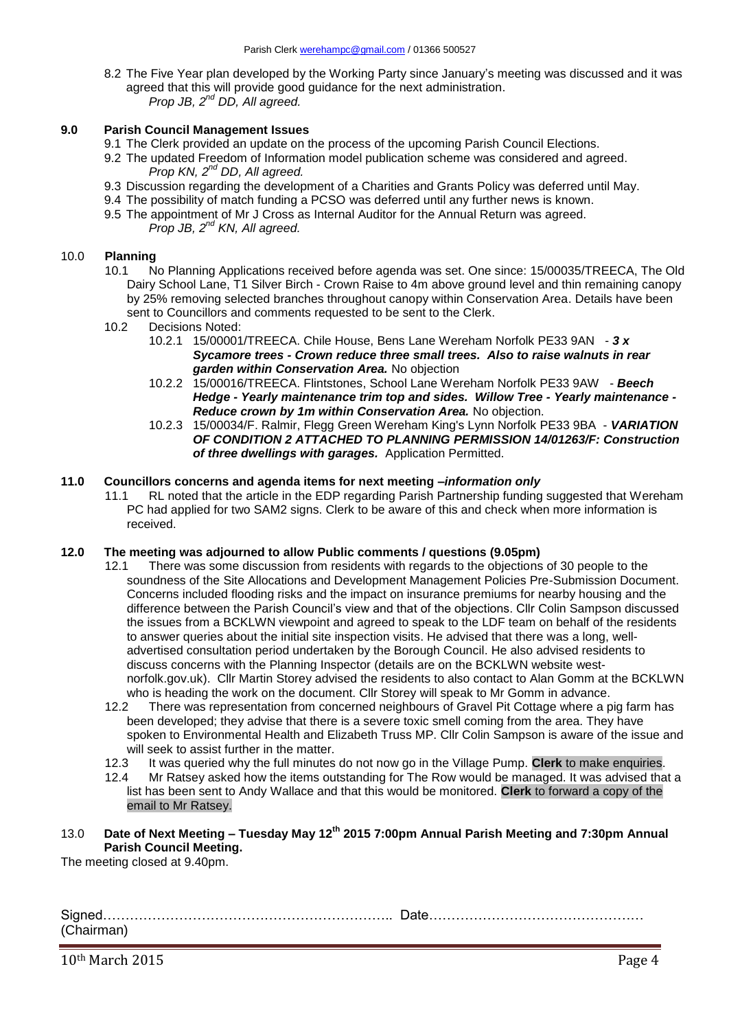8.2 The Five Year plan developed by the Working Party since January's meeting was discussed and it was agreed that this will provide good guidance for the next administration.
*Prop JB, 2nd DD, All agreed.*

## 9.0 Parish Council Management Issues

9.1 The Clerk provided an update on the process of the upcoming Parish Council Elections.

9.2 The updated Freedom of Information model publication scheme was considered and agreed.
*Prop KN, 2nd DD, All agreed.*

9.3 Discussion regarding the development of a Charities and Grants Policy was deferred until May.

9.4 The possibility of match funding a PCSO was deferred until any further news is known.

9.5 The appointment of Mr J Cross as Internal Auditor for the Annual Return was agreed.
*Prop JB, 2nd KN, All agreed.*

## 10.0 Planning

10.1 No Planning Applications received before agenda was set. One since: 15/00035/TREECA, The Old Dairy School Lane, T1 Silver Birch - Crown Raise to 4m above ground level and thin remaining canopy by 25% removing selected branches throughout canopy within Conservation Area. Details have been sent to Councillors and comments requested to be sent to the Clerk.

10.2 Decisions Noted:

10.2.1 15/00001/TREECA. Chile House, Bens Lane Wereham Norfolk PE33 9AN - ***3 x Sycamore trees - Crown reduce three small trees. Also to raise walnuts in rear garden within Conservation Area.*** No objection

10.2.2 15/00016/TREECA. Flintstones, School Lane Wereham Norfolk PE33 9AW - ***Beech Hedge - Yearly maintenance trim top and sides. Willow Tree - Yearly maintenance - Reduce crown by 1m within Conservation Area.*** No objection.

10.2.3 15/00034/F. Ralmir, Flegg Green Wereham King's Lynn Norfolk PE33 9BA - ***VARIATION OF CONDITION 2 ATTACHED TO PLANNING PERMISSION 14/01263/F: Construction of three dwellings with garages.*** Application Permitted.

## 11.0 Councillors concerns and agenda items for next meeting –*information only*

11.1 RL noted that the article in the EDP regarding Parish Partnership funding suggested that Wereham PC had applied for two SAM2 signs. Clerk to be aware of this and check when more information is received.

## 12.0 The meeting was adjourned to allow Public comments / questions (9.05pm)

12.1 There was some discussion from residents with regards to the objections of 30 people to the soundness of the Site Allocations and Development Management Policies Pre-Submission Document. Concerns included flooding risks and the impact on insurance premiums for nearby housing and the difference between the Parish Council's view and that of the objections. Cllr Colin Sampson discussed the issues from a BCKLWN viewpoint and agreed to speak to the LDF team on behalf of the residents to answer queries about the initial site inspection visits. He advised that there was a long, well-advertised consultation period undertaken by the Borough Council. He also advised residents to discuss concerns with the Planning Inspector (details are on the BCKLWN website west-norfolk.gov.uk). Cllr Martin Storey advised the residents to also contact to Alan Gomm at the BCKLWN who is heading the work on the document. Cllr Storey will speak to Mr Gomm in advance.

12.2 There was representation from concerned neighbours of Gravel Pit Cottage where a pig farm has been developed; they advise that there is a severe toxic smell coming from the area. They have spoken to Environmental Health and Elizabeth Truss MP. Cllr Colin Sampson is aware of the issue and will seek to assist further in the matter.

12.3 It was queried why the full minutes do not now go in the Village Pump. **Clerk** to make enquiries.

12.4 Mr Ratsey asked how the items outstanding for The Row would be managed. It was advised that a list has been sent to Andy Wallace and that this would be monitored. **Clerk** to forward a copy of the email to Mr Ratsey.

## 13.0 Date of Next Meeting – Tuesday May 12th 2015 7:00pm Annual Parish Meeting and 7:30pm Annual Parish Council Meeting.

The meeting closed at 9.40pm.

Signed……………………………………………………….. Date…………………………………………
(Chairman)

10th March 2015